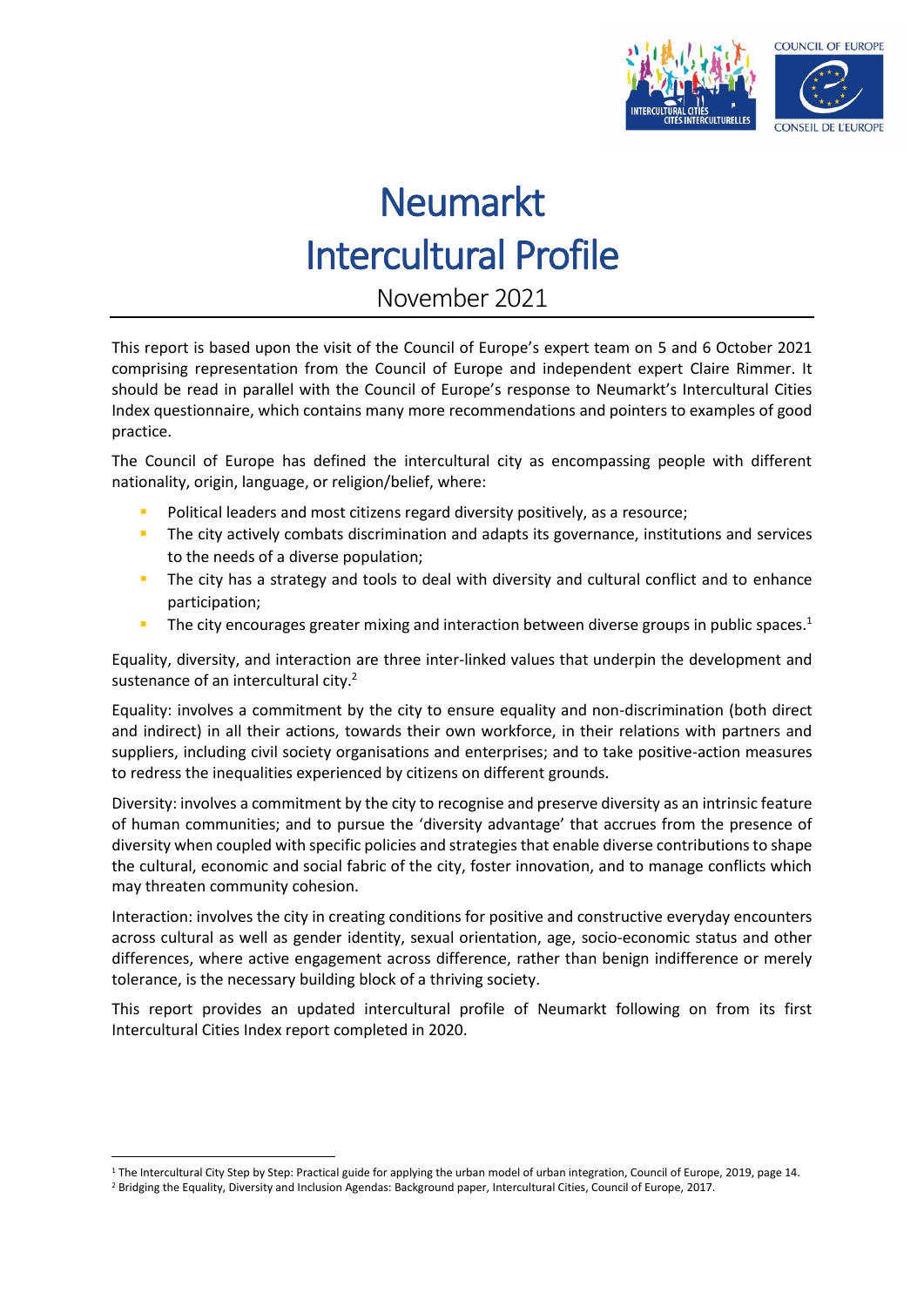# Neumarkt Intercultural Profile

November 2021

This report is based upon the visit of the Council of Europe's expert team on 5 and 6 October 2021 comprising representation from the Council of Europe and independent expert Claire Rimmer. It should be read in parallel with the Council of Europe's response to Neumarkt's Intercultural Cities Index questionnaire, which contains many more recommendations and pointers to examples of good practice.

The Council of Europe has defined the intercultural city as encompassing people with different nationality, origin, language, or religion/belief, where:

- Political leaders and most citizens regard diversity positively, as a resource;
- The city actively combats discrimination and adapts its governance, institutions and services to the needs of a diverse population;
- The city has a strategy and tools to deal with diversity and cultural conflict and to enhance participation;
- The city encourages greater mixing and interaction between diverse groups in public spaces.[1]

Equality, diversity, and interaction are three inter-linked values that underpin the development and sustenance of an intercultural city.[2]

Equality: involves a commitment by the city to ensure equality and non-discrimination (both direct and indirect) in all their actions, towards their own workforce, in their relations with partners and suppliers, including civil society organisations and enterprises; and to take positive-action measures to redress the inequalities experienced by citizens on different grounds.

Diversity: involves a commitment by the city to recognise and preserve diversity as an intrinsic feature of human communities; and to pursue the 'diversity advantage' that accrues from the presence of diversity when coupled with specific policies and strategies that enable diverse contributions to shape the cultural, economic and social fabric of the city, foster innovation, and to manage conflicts which may threaten community cohesion.

Interaction: involves the city in creating conditions for positive and constructive everyday encounters across cultural as well as gender identity, sexual orientation, age, socio-economic status and other differences, where active engagement across difference, rather than benign indifference or merely tolerance, is the necessary building block of a thriving society.

This report provides an updated intercultural profile of Neumarkt following on from its first Intercultural Cities Index report completed in 2020.

---

[1] The Intercultural City Step by Step: Practical guide for applying the urban model of urban integration, Council of Europe, 2019, page 14.

[2] Bridging the Equality, Diversity and Inclusion Agendas: Background paper, Intercultural Cities, Council of Europe, 2017.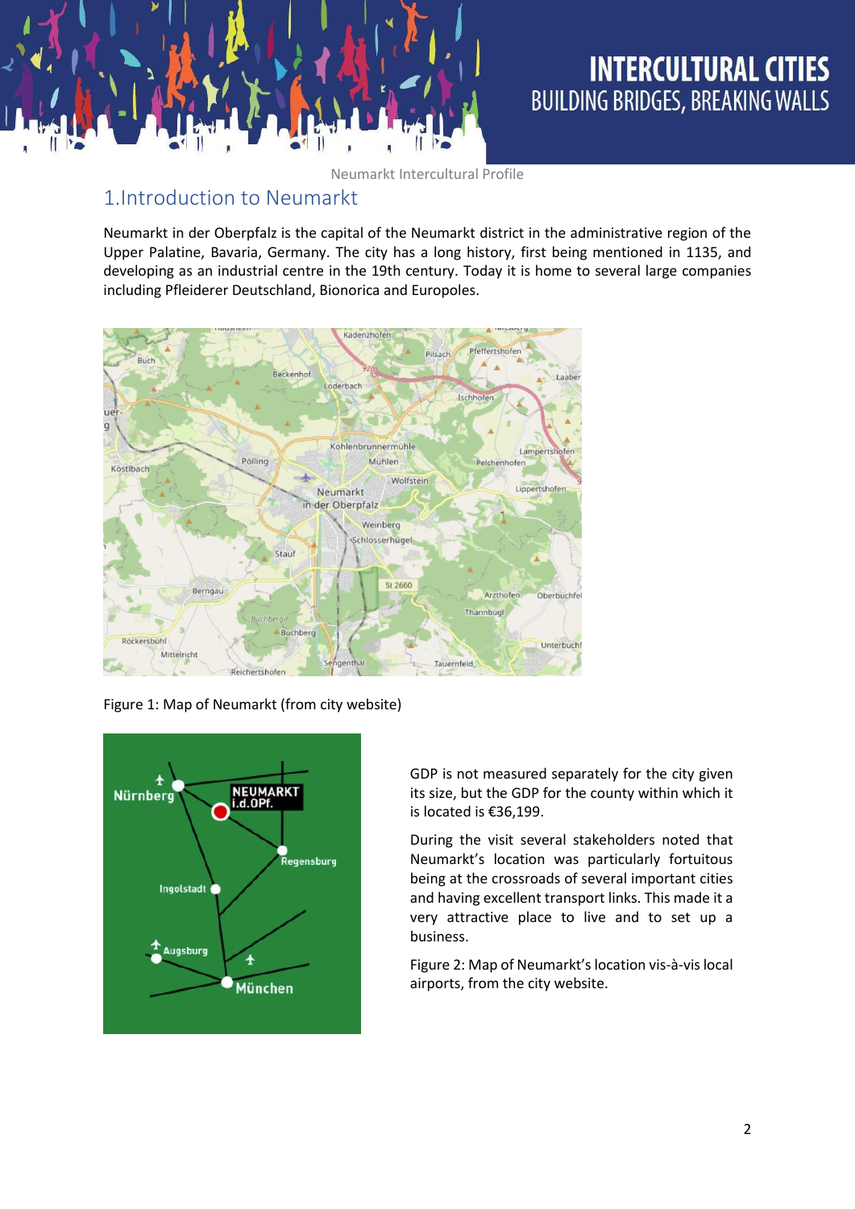# 1.Introduction to Neumarkt

Neumarkt in der Oberpfalz is the capital of the Neumarkt district in the administrative region of the Upper Palatine, Bavaria, Germany. The city has a long history, first being mentioned in 1135, and developing as an industrial centre in the 19th century. Today it is home to several large companies including Pfleiderer Deutschland, Bionorica and Europoles.

Figure 1: Map of Neumarkt (from city website)

GDP is not measured separately for the city given its size, but the GDP for the county within which it is located is €36,199.

During the visit several stakeholders noted that Neumarkt's location was particularly fortuitous being at the crossroads of several important cities and having excellent transport links. This made it a very attractive place to live and to set up a business.

Figure 2: Map of Neumarkt's location vis-à-vis local airports, from the city website.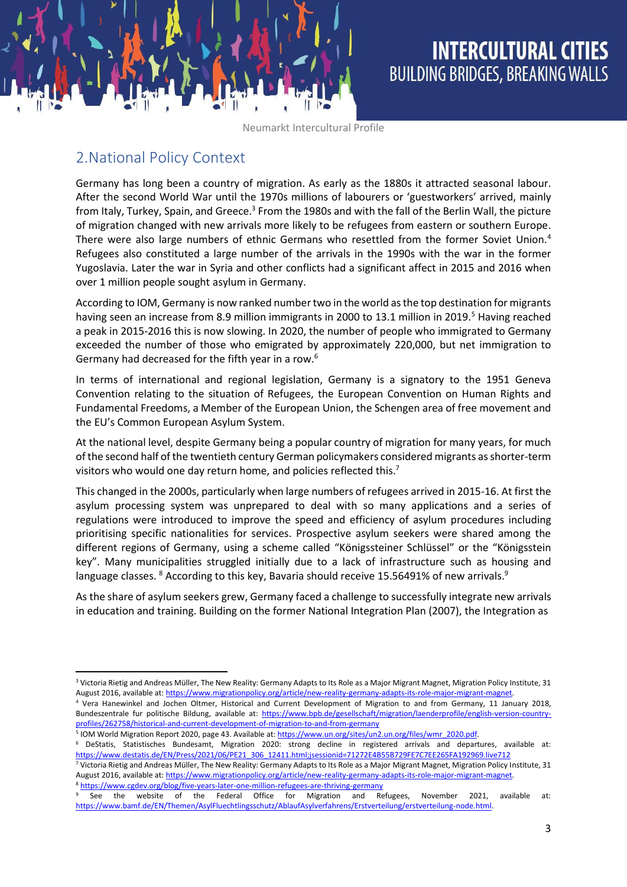## 2. National Policy Context

Germany has long been a country of migration. As early as the 1880s it attracted seasonal labour. After the second World War until the 1970s millions of labourers or 'guestworkers' arrived, mainly from Italy, Turkey, Spain, and Greece.[3] From the 1980s and with the fall of the Berlin Wall, the picture of migration changed with new arrivals more likely to be refugees from eastern or southern Europe. There were also large numbers of ethnic Germans who resettled from the former Soviet Union.[4] Refugees also constituted a large number of the arrivals in the 1990s with the war in the former Yugoslavia. Later the war in Syria and other conflicts had a significant affect in 2015 and 2016 when over 1 million people sought asylum in Germany.

According to IOM, Germany is now ranked number two in the world as the top destination for migrants having seen an increase from 8.9 million immigrants in 2000 to 13.1 million in 2019.[5] Having reached a peak in 2015-2016 this is now slowing. In 2020, the number of people who immigrated to Germany exceeded the number of those who emigrated by approximately 220,000, but net immigration to Germany had decreased for the fifth year in a row.[6]

In terms of international and regional legislation, Germany is a signatory to the 1951 Geneva Convention relating to the situation of Refugees, the European Convention on Human Rights and Fundamental Freedoms, a Member of the European Union, the Schengen area of free movement and the EU's Common European Asylum System.

At the national level, despite Germany being a popular country of migration for many years, for much of the second half of the twentieth century German policymakers considered migrants as shorter-term visitors who would one day return home, and policies reflected this.[7]

This changed in the 2000s, particularly when large numbers of refugees arrived in 2015-16. At first the asylum processing system was unprepared to deal with so many applications and a series of regulations were introduced to improve the speed and efficiency of asylum procedures including prioritising specific nationalities for services. Prospective asylum seekers were shared among the different regions of Germany, using a scheme called "Königssteiner Schlüssel" or the "Königsstein key". Many municipalities struggled initially due to a lack of infrastructure such as housing and language classes. [8] According to this key, Bavaria should receive 15.56491% of new arrivals.[9]

As the share of asylum seekers grew, Germany faced a challenge to successfully integrate new arrivals in education and training. Building on the former National Integration Plan (2007), the Integration as

---

[3] Victoria Rietig and Andreas Müller, The New Reality: Germany Adapts to Its Role as a Major Migrant Magnet, Migration Policy Institute, 31 August 2016, available at: https://www.migrationpolicy.org/article/new-reality-germany-adapts-its-role-major-migrant-magnet.

[4] Vera Hanewinkel and Jochen Oltmer, Historical and Current Development of Migration to and from Germany, 11 January 2018, Bundeszentrale fur politische Bildung, available at: https://www.bpb.de/gesellschaft/migration/laenderprofile/english-version-country-profiles/262758/historical-and-current-development-of-migration-to-and-from-germany

[5] IOM World Migration Report 2020, page 43. Available at: https://www.un.org/sites/un2.un.org/files/wmr_2020.pdf.

[6] DeStatis, Statistisches Bundesamt, Migration 2020: strong decline in registered arrivals and departures, available at: https://www.destatis.de/EN/Press/2021/06/PE21_306_12411.html;jsessionid=71272E4B55B729FE7C7EE265FA192969.live712

[7] Victoria Rietig and Andreas Müller, The New Reality: Germany Adapts to Its Role as a Major Migrant Magnet, Migration Policy Institute, 31 August 2016, available at: https://www.migrationpolicy.org/article/new-reality-germany-adapts-its-role-major-migrant-magnet.

[8] https://www.cgdev.org/blog/five-years-later-one-million-refugees-are-thriving-germany

[9] See the website of the Federal Office for Migration and Refugees, November 2021, available at: https://www.bamf.de/EN/Themen/AsylFluechtlingsschutz/AblaufAsylverfahrens/Erstverteilung/erstverteilung-node.html.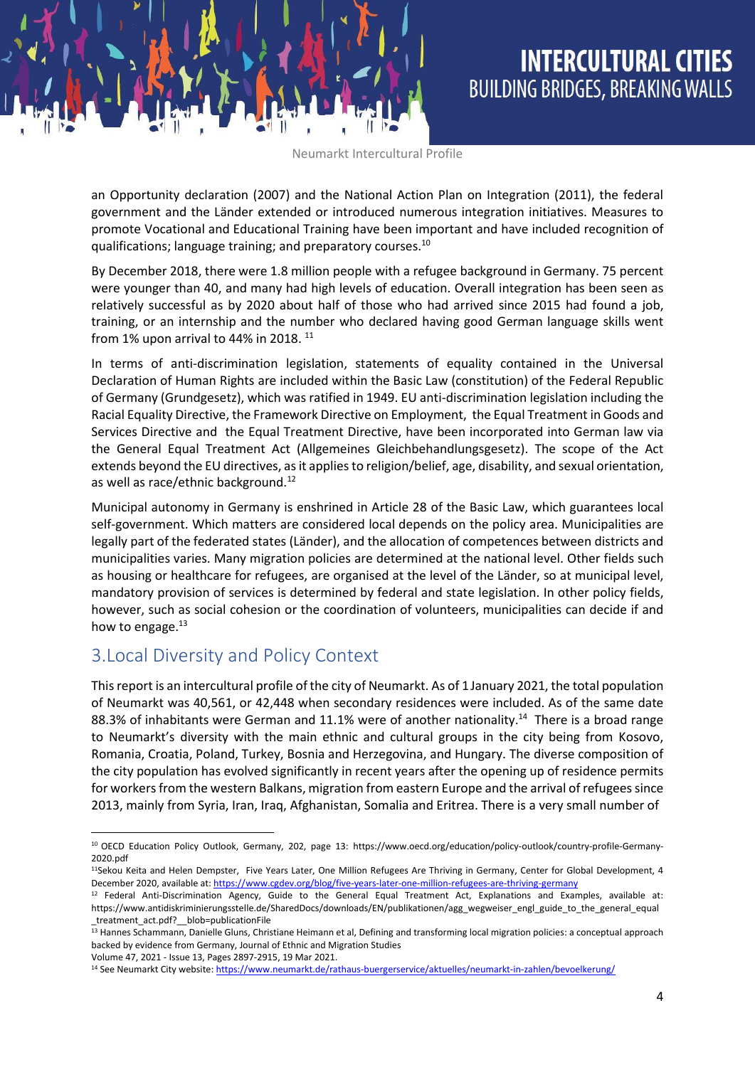an Opportunity declaration (2007) and the National Action Plan on Integration (2011), the federal government and the Länder extended or introduced numerous integration initiatives. Measures to promote Vocational and Educational Training have been important and have included recognition of qualifications; language training; and preparatory courses.[10]

By December 2018, there were 1.8 million people with a refugee background in Germany. 75 percent were younger than 40, and many had high levels of education. Overall integration has been seen as relatively successful as by 2020 about half of those who had arrived since 2015 had found a job, training, or an internship and the number who declared having good German language skills went from 1% upon arrival to 44% in 2018. [11]

In terms of anti-discrimination legislation, statements of equality contained in the Universal Declaration of Human Rights are included within the Basic Law (constitution) of the Federal Republic of Germany (Grundgesetz), which was ratified in 1949. EU anti-discrimination legislation including the Racial Equality Directive, the Framework Directive on Employment, the Equal Treatment in Goods and Services Directive and the Equal Treatment Directive, have been incorporated into German law via the General Equal Treatment Act (Allgemeines Gleichbehandlungsgesetz). The scope of the Act extends beyond the EU directives, as it applies to religion/belief, age, disability, and sexual orientation, as well as race/ethnic background.[12]

Municipal autonomy in Germany is enshrined in Article 28 of the Basic Law, which guarantees local self-government. Which matters are considered local depends on the policy area. Municipalities are legally part of the federated states (Länder), and the allocation of competences between districts and municipalities varies. Many migration policies are determined at the national level. Other fields such as housing or healthcare for refugees, are organised at the level of the Länder, so at municipal level, mandatory provision of services is determined by federal and state legislation. In other policy fields, however, such as social cohesion or the coordination of volunteers, municipalities can decide if and how to engage.[13]

## 3.Local Diversity and Policy Context

This report is an intercultural profile of the city of Neumarkt. As of 1 January 2021, the total population of Neumarkt was 40,561, or 42,448 when secondary residences were included. As of the same date 88.3% of inhabitants were German and 11.1% were of another nationality.[14] There is a broad range to Neumarkt's diversity with the main ethnic and cultural groups in the city being from Kosovo, Romania, Croatia, Poland, Turkey, Bosnia and Herzegovina, and Hungary. The diverse composition of the city population has evolved significantly in recent years after the opening up of residence permits for workers from the western Balkans, migration from eastern Europe and the arrival of refugees since 2013, mainly from Syria, Iran, Iraq, Afghanistan, Somalia and Eritrea. There is a very small number of

---

[10] OECD Education Policy Outlook, Germany, 202, page 13: https://www.oecd.org/education/policy-outlook/country-profile-Germany-2020.pdf

[11] Sekou Keita and Helen Dempster, Five Years Later, One Million Refugees Are Thriving in Germany, Center for Global Development, 4 December 2020, available at: https://www.cgdev.org/blog/five-years-later-one-million-refugees-are-thriving-germany

[12] Federal Anti-Discrimination Agency, Guide to the General Equal Treatment Act, Explanations and Examples, available at: https://www.antidiskriminierungsstelle.de/SharedDocs/downloads/EN/publikationen/agg_wegweiser_engl_guide_to_the_general_equal_treatment_act.pdf?__blob=publicationFile

[13] Hannes Schammann, Danielle Gluns, Christiane Heimann et al, Defining and transforming local migration policies: a conceptual approach backed by evidence from Germany, Journal of Ethnic and Migration Studies Volume 47, 2021 - Issue 13, Pages 2897-2915, 19 Mar 2021.

[14] See Neumarkt City website: https://www.neumarkt.de/rathaus-buergerservice/aktuelles/neumarkt-in-zahlen/bevoelkerung/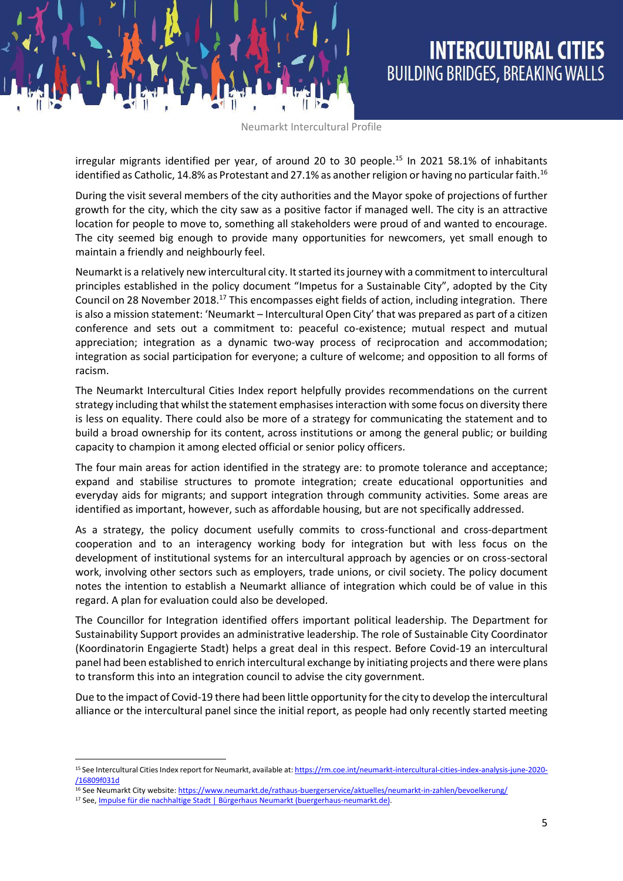irregular migrants identified per year, of around 20 to 30 people.[15] In 2021 58.1% of inhabitants identified as Catholic, 14.8% as Protestant and 27.1% as another religion or having no particular faith.[16]

During the visit several members of the city authorities and the Mayor spoke of projections of further growth for the city, which the city saw as a positive factor if managed well. The city is an attractive location for people to move to, something all stakeholders were proud of and wanted to encourage. The city seemed big enough to provide many opportunities for newcomers, yet small enough to maintain a friendly and neighbourly feel.

Neumarkt is a relatively new intercultural city. It started its journey with a commitment to intercultural principles established in the policy document "Impetus for a Sustainable City", adopted by the City Council on 28 November 2018.[17] This encompasses eight fields of action, including integration. There is also a mission statement: 'Neumarkt – Intercultural Open City' that was prepared as part of a citizen conference and sets out a commitment to: peaceful co-existence; mutual respect and mutual appreciation; integration as a dynamic two-way process of reciprocation and accommodation; integration as social participation for everyone; a culture of welcome; and opposition to all forms of racism.

The Neumarkt Intercultural Cities Index report helpfully provides recommendations on the current strategy including that whilst the statement emphasises interaction with some focus on diversity there is less on equality. There could also be more of a strategy for communicating the statement and to build a broad ownership for its content, across institutions or among the general public; or building capacity to champion it among elected official or senior policy officers.

The four main areas for action identified in the strategy are: to promote tolerance and acceptance; expand and stabilise structures to promote integration; create educational opportunities and everyday aids for migrants; and support integration through community activities. Some areas are identified as important, however, such as affordable housing, but are not specifically addressed.

As a strategy, the policy document usefully commits to cross-functional and cross-department cooperation and to an interagency working body for integration but with less focus on the development of institutional systems for an intercultural approach by agencies or on cross-sectoral work, involving other sectors such as employers, trade unions, or civil society. The policy document notes the intention to establish a Neumarkt alliance of integration which could be of value in this regard. A plan for evaluation could also be developed.

The Councillor for Integration identified offers important political leadership. The Department for Sustainability Support provides an administrative leadership. The role of Sustainable City Coordinator (Koordinatorin Engagierte Stadt) helps a great deal in this respect. Before Covid-19 an intercultural panel had been established to enrich intercultural exchange by initiating projects and there were plans to transform this into an integration council to advise the city government.

Due to the impact of Covid-19 there had been little opportunity for the city to develop the intercultural alliance or the intercultural panel since the initial report, as people had only recently started meeting

---

[15] See Intercultural Cities Index report for Neumarkt, available at: https://rm.coe.int/neumarkt-intercultural-cities-index-analysis-june-2020-/16809f031d

[16] See Neumarkt City website: https://www.neumarkt.de/rathaus-buergerservice/aktuelles/neumarkt-in-zahlen/bevoelkerung/

[17] See, Impulse für die nachhaltige Stadt | Bürgerhaus Neumarkt (buergerhaus-neumarkt.de).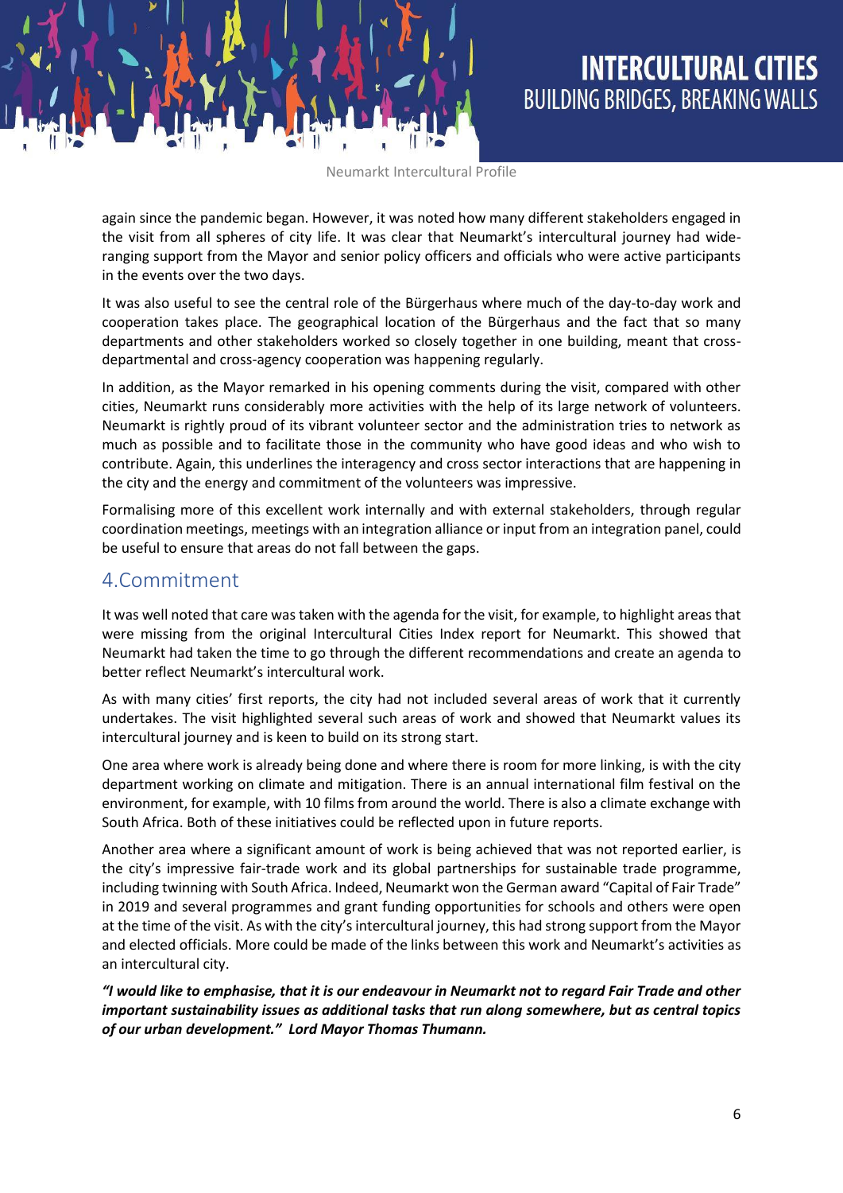again since the pandemic began. However, it was noted how many different stakeholders engaged in the visit from all spheres of city life. It was clear that Neumarkt's intercultural journey had wide-ranging support from the Mayor and senior policy officers and officials who were active participants in the events over the two days.

It was also useful to see the central role of the Bürgerhaus where much of the day-to-day work and cooperation takes place. The geographical location of the Bürgerhaus and the fact that so many departments and other stakeholders worked so closely together in one building, meant that cross-departmental and cross-agency cooperation was happening regularly.

In addition, as the Mayor remarked in his opening comments during the visit, compared with other cities, Neumarkt runs considerably more activities with the help of its large network of volunteers. Neumarkt is rightly proud of its vibrant volunteer sector and the administration tries to network as much as possible and to facilitate those in the community who have good ideas and who wish to contribute. Again, this underlines the interagency and cross sector interactions that are happening in the city and the energy and commitment of the volunteers was impressive.

Formalising more of this excellent work internally and with external stakeholders, through regular coordination meetings, meetings with an integration alliance or input from an integration panel, could be useful to ensure that areas do not fall between the gaps.

## 4.Commitment

It was well noted that care was taken with the agenda for the visit, for example, to highlight areas that were missing from the original Intercultural Cities Index report for Neumarkt. This showed that Neumarkt had taken the time to go through the different recommendations and create an agenda to better reflect Neumarkt's intercultural work.

As with many cities' first reports, the city had not included several areas of work that it currently undertakes. The visit highlighted several such areas of work and showed that Neumarkt values its intercultural journey and is keen to build on its strong start.

One area where work is already being done and where there is room for more linking, is with the city department working on climate and mitigation. There is an annual international film festival on the environment, for example, with 10 films from around the world. There is also a climate exchange with South Africa. Both of these initiatives could be reflected upon in future reports.

Another area where a significant amount of work is being achieved that was not reported earlier, is the city's impressive fair-trade work and its global partnerships for sustainable trade programme, including twinning with South Africa. Indeed, Neumarkt won the German award "Capital of Fair Trade" in 2019 and several programmes and grant funding opportunities for schools and others were open at the time of the visit. As with the city's intercultural journey, this had strong support from the Mayor and elected officials. More could be made of the links between this work and Neumarkt's activities as an intercultural city.

***"I would like to emphasise, that it is our endeavour in Neumarkt not to regard Fair Trade and other important sustainability issues as additional tasks that run along somewhere, but as central topics of our urban development." Lord Mayor Thomas Thumann.***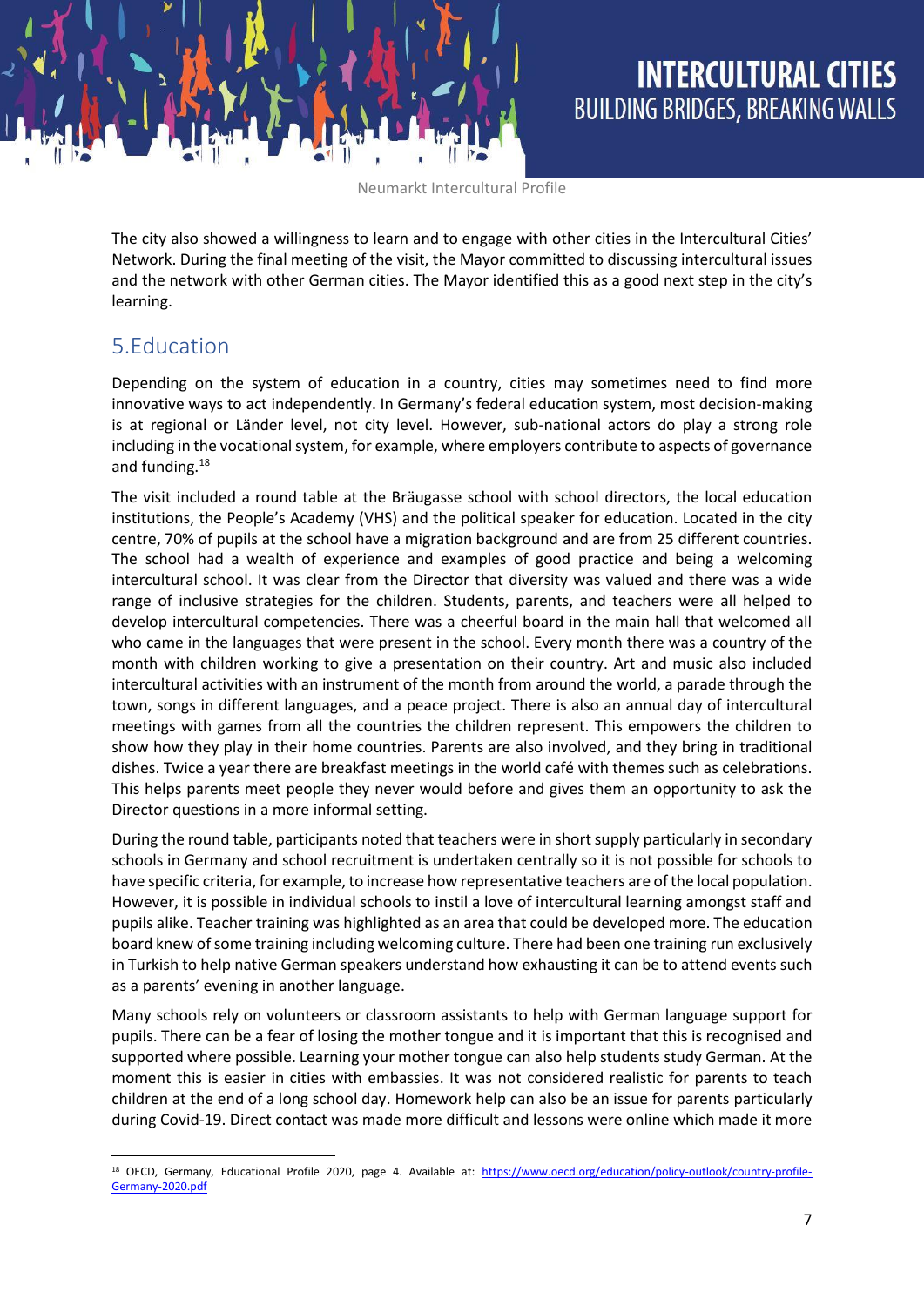The city also showed a willingness to learn and to engage with other cities in the Intercultural Cities' Network. During the final meeting of the visit, the Mayor committed to discussing intercultural issues and the network with other German cities. The Mayor identified this as a good next step in the city's learning.

## 5.Education

Depending on the system of education in a country, cities may sometimes need to find more innovative ways to act independently. In Germany's federal education system, most decision-making is at regional or Länder level, not city level. However, sub-national actors do play a strong role including in the vocational system, for example, where employers contribute to aspects of governance and funding.[18]

The visit included a round table at the Bräugasse school with school directors, the local education institutions, the People's Academy (VHS) and the political speaker for education. Located in the city centre, 70% of pupils at the school have a migration background and are from 25 different countries. The school had a wealth of experience and examples of good practice and being a welcoming intercultural school. It was clear from the Director that diversity was valued and there was a wide range of inclusive strategies for the children. Students, parents, and teachers were all helped to develop intercultural competencies. There was a cheerful board in the main hall that welcomed all who came in the languages that were present in the school. Every month there was a country of the month with children working to give a presentation on their country. Art and music also included intercultural activities with an instrument of the month from around the world, a parade through the town, songs in different languages, and a peace project. There is also an annual day of intercultural meetings with games from all the countries the children represent. This empowers the children to show how they play in their home countries. Parents are also involved, and they bring in traditional dishes. Twice a year there are breakfast meetings in the world café with themes such as celebrations. This helps parents meet people they never would before and gives them an opportunity to ask the Director questions in a more informal setting.

During the round table, participants noted that teachers were in short supply particularly in secondary schools in Germany and school recruitment is undertaken centrally so it is not possible for schools to have specific criteria, for example, to increase how representative teachers are of the local population. However, it is possible in individual schools to instil a love of intercultural learning amongst staff and pupils alike. Teacher training was highlighted as an area that could be developed more. The education board knew of some training including welcoming culture. There had been one training run exclusively in Turkish to help native German speakers understand how exhausting it can be to attend events such as a parents' evening in another language.

Many schools rely on volunteers or classroom assistants to help with German language support for pupils. There can be a fear of losing the mother tongue and it is important that this is recognised and supported where possible. Learning your mother tongue can also help students study German. At the moment this is easier in cities with embassies. It was not considered realistic for parents to teach children at the end of a long school day. Homework help can also be an issue for parents particularly during Covid-19. Direct contact was made more difficult and lessons were online which made it more

---

[18] OECD, Germany, Educational Profile 2020, page 4. Available at: https://www.oecd.org/education/policy-outlook/country-profile-Germany-2020.pdf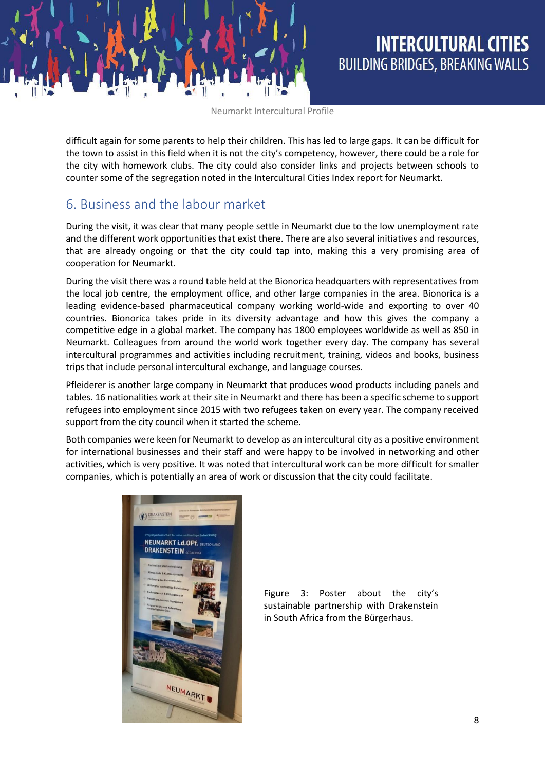difficult again for some parents to help their children. This has led to large gaps. It can be difficult for the town to assist in this field when it is not the city's competency, however, there could be a role for the city with homework clubs. The city could also consider links and projects between schools to counter some of the segregation noted in the Intercultural Cities Index report for Neumarkt.

## 6. Business and the labour market

During the visit, it was clear that many people settle in Neumarkt due to the low unemployment rate and the different work opportunities that exist there. There are also several initiatives and resources, that are already ongoing or that the city could tap into, making this a very promising area of cooperation for Neumarkt.

During the visit there was a round table held at the Bionorica headquarters with representatives from the local job centre, the employment office, and other large companies in the area. Bionorica is a leading evidence-based pharmaceutical company working world-wide and exporting to over 40 countries. Bionorica takes pride in its diversity advantage and how this gives the company a competitive edge in a global market. The company has 1800 employees worldwide as well as 850 in Neumarkt. Colleagues from around the world work together every day. The company has several intercultural programmes and activities including recruitment, training, videos and books, business trips that include personal intercultural exchange, and language courses.

Pfleiderer is another large company in Neumarkt that produces wood products including panels and tables. 16 nationalities work at their site in Neumarkt and there has been a specific scheme to support refugees into employment since 2015 with two refugees taken on every year. The company received support from the city council when it started the scheme.

Both companies were keen for Neumarkt to develop as an intercultural city as a positive environment for international businesses and their staff and were happy to be involved in networking and other activities, which is very positive. It was noted that intercultural work can be more difficult for smaller companies, which is potentially an area of work or discussion that the city could facilitate.

Figure 3: Poster about the city's sustainable partnership with Drakenstein in South Africa from the Bürgerhaus.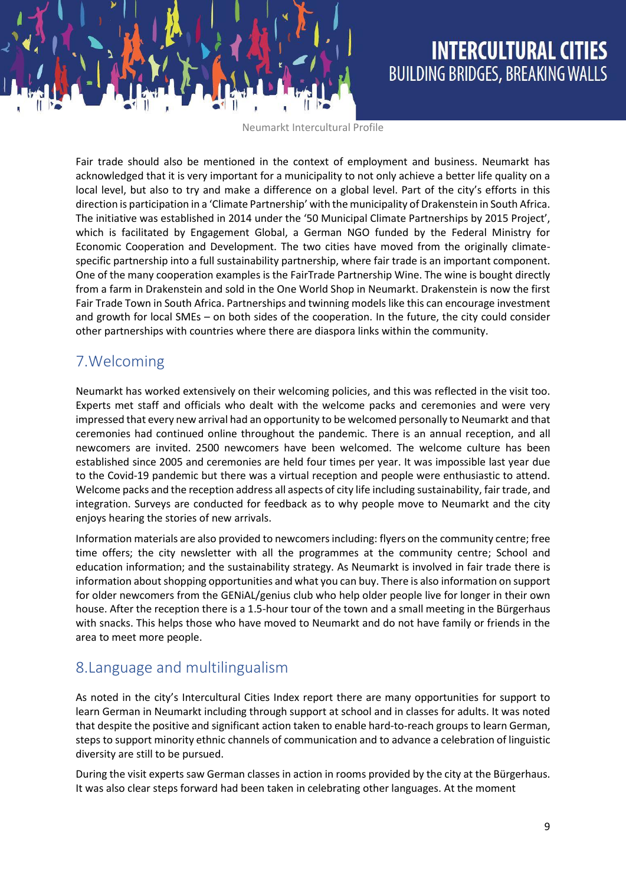Fair trade should also be mentioned in the context of employment and business. Neumarkt has acknowledged that it is very important for a municipality to not only achieve a better life quality on a local level, but also to try and make a difference on a global level. Part of the city's efforts in this direction is participation in a 'Climate Partnership' with the municipality of Drakenstein in South Africa. The initiative was established in 2014 under the '50 Municipal Climate Partnerships by 2015 Project', which is facilitated by Engagement Global, a German NGO funded by the Federal Ministry for Economic Cooperation and Development. The two cities have moved from the originally climate-specific partnership into a full sustainability partnership, where fair trade is an important component. One of the many cooperation examples is the FairTrade Partnership Wine. The wine is bought directly from a farm in Drakenstein and sold in the One World Shop in Neumarkt. Drakenstein is now the first Fair Trade Town in South Africa. Partnerships and twinning models like this can encourage investment and growth for local SMEs – on both sides of the cooperation. In the future, the city could consider other partnerships with countries where there are diaspora links within the community.

## 7.Welcoming

Neumarkt has worked extensively on their welcoming policies, and this was reflected in the visit too. Experts met staff and officials who dealt with the welcome packs and ceremonies and were very impressed that every new arrival had an opportunity to be welcomed personally to Neumarkt and that ceremonies had continued online throughout the pandemic. There is an annual reception, and all newcomers are invited. 2500 newcomers have been welcomed. The welcome culture has been established since 2005 and ceremonies are held four times per year. It was impossible last year due to the Covid-19 pandemic but there was a virtual reception and people were enthusiastic to attend. Welcome packs and the reception address all aspects of city life including sustainability, fair trade, and integration. Surveys are conducted for feedback as to why people move to Neumarkt and the city enjoys hearing the stories of new arrivals.

Information materials are also provided to newcomers including: flyers on the community centre; free time offers; the city newsletter with all the programmes at the community centre; School and education information; and the sustainability strategy. As Neumarkt is involved in fair trade there is information about shopping opportunities and what you can buy. There is also information on support for older newcomers from the GENiAL/genius club who help older people live for longer in their own house. After the reception there is a 1.5-hour tour of the town and a small meeting in the Bürgerhaus with snacks. This helps those who have moved to Neumarkt and do not have family or friends in the area to meet more people.

## 8.Language and multilingualism

As noted in the city's Intercultural Cities Index report there are many opportunities for support to learn German in Neumarkt including through support at school and in classes for adults. It was noted that despite the positive and significant action taken to enable hard-to-reach groups to learn German, steps to support minority ethnic channels of communication and to advance a celebration of linguistic diversity are still to be pursued.

During the visit experts saw German classes in action in rooms provided by the city at the Bürgerhaus. It was also clear steps forward had been taken in celebrating other languages. At the moment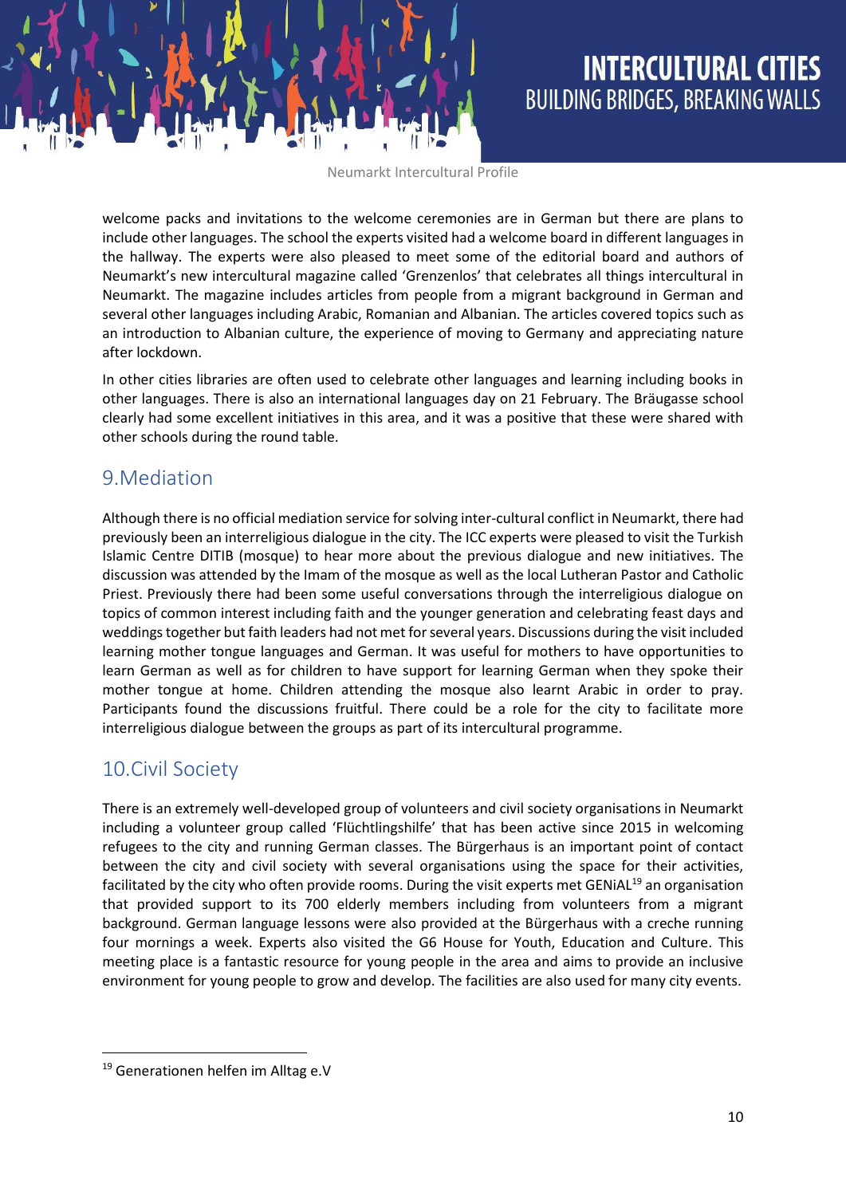welcome packs and invitations to the welcome ceremonies are in German but there are plans to include other languages. The school the experts visited had a welcome board in different languages in the hallway. The experts were also pleased to meet some of the editorial board and authors of Neumarkt's new intercultural magazine called 'Grenzenlos' that celebrates all things intercultural in Neumarkt. The magazine includes articles from people from a migrant background in German and several other languages including Arabic, Romanian and Albanian. The articles covered topics such as an introduction to Albanian culture, the experience of moving to Germany and appreciating nature after lockdown.

In other cities libraries are often used to celebrate other languages and learning including books in other languages. There is also an international languages day on 21 February. The Bräugasse school clearly had some excellent initiatives in this area, and it was a positive that these were shared with other schools during the round table.

## 9.Mediation

Although there is no official mediation service for solving inter-cultural conflict in Neumarkt, there had previously been an interreligious dialogue in the city. The ICC experts were pleased to visit the Turkish Islamic Centre DITIB (mosque) to hear more about the previous dialogue and new initiatives. The discussion was attended by the Imam of the mosque as well as the local Lutheran Pastor and Catholic Priest. Previously there had been some useful conversations through the interreligious dialogue on topics of common interest including faith and the younger generation and celebrating feast days and weddings together but faith leaders had not met for several years. Discussions during the visit included learning mother tongue languages and German. It was useful for mothers to have opportunities to learn German as well as for children to have support for learning German when they spoke their mother tongue at home. Children attending the mosque also learnt Arabic in order to pray. Participants found the discussions fruitful. There could be a role for the city to facilitate more interreligious dialogue between the groups as part of its intercultural programme.

## 10.Civil Society

There is an extremely well-developed group of volunteers and civil society organisations in Neumarkt including a volunteer group called 'Flüchtlingshilfe' that has been active since 2015 in welcoming refugees to the city and running German classes. The Bürgerhaus is an important point of contact between the city and civil society with several organisations using the space for their activities, facilitated by the city who often provide rooms. During the visit experts met GENiAL[19] an organisation that provided support to its 700 elderly members including from volunteers from a migrant background. German language lessons were also provided at the Bürgerhaus with a creche running four mornings a week. Experts also visited the G6 House for Youth, Education and Culture. This meeting place is a fantastic resource for young people in the area and aims to provide an inclusive environment for young people to grow and develop. The facilities are also used for many city events.

---

[19] Generationen helfen im Alltag e.V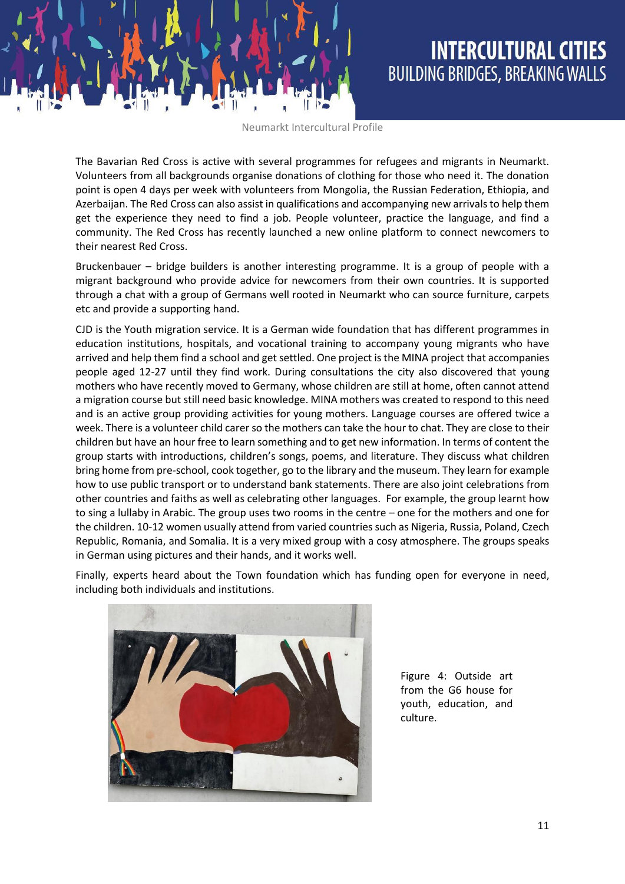The Bavarian Red Cross is active with several programmes for refugees and migrants in Neumarkt. Volunteers from all backgrounds organise donations of clothing for those who need it. The donation point is open 4 days per week with volunteers from Mongolia, the Russian Federation, Ethiopia, and Azerbaijan. The Red Cross can also assist in qualifications and accompanying new arrivals to help them get the experience they need to find a job. People volunteer, practice the language, and find a community. The Red Cross has recently launched a new online platform to connect newcomers to their nearest Red Cross.

Bruckenbauer – bridge builders is another interesting programme. It is a group of people with a migrant background who provide advice for newcomers from their own countries. It is supported through a chat with a group of Germans well rooted in Neumarkt who can source furniture, carpets etc and provide a supporting hand.

CJD is the Youth migration service. It is a German wide foundation that has different programmes in education institutions, hospitals, and vocational training to accompany young migrants who have arrived and help them find a school and get settled. One project is the MINA project that accompanies people aged 12-27 until they find work. During consultations the city also discovered that young mothers who have recently moved to Germany, whose children are still at home, often cannot attend a migration course but still need basic knowledge. MINA mothers was created to respond to this need and is an active group providing activities for young mothers. Language courses are offered twice a week. There is a volunteer child carer so the mothers can take the hour to chat. They are close to their children but have an hour free to learn something and to get new information. In terms of content the group starts with introductions, children's songs, poems, and literature. They discuss what children bring home from pre-school, cook together, go to the library and the museum. They learn for example how to use public transport or to understand bank statements. There are also joint celebrations from other countries and faiths as well as celebrating other languages. For example, the group learnt how to sing a lullaby in Arabic. The group uses two rooms in the centre – one for the mothers and one for the children. 10-12 women usually attend from varied countries such as Nigeria, Russia, Poland, Czech Republic, Romania, and Somalia. It is a very mixed group with a cosy atmosphere. The groups speaks in German using pictures and their hands, and it works well.

Finally, experts heard about the Town foundation which has funding open for everyone in need, including both individuals and institutions.

Figure 4: Outside art from the G6 house for youth, education, and culture.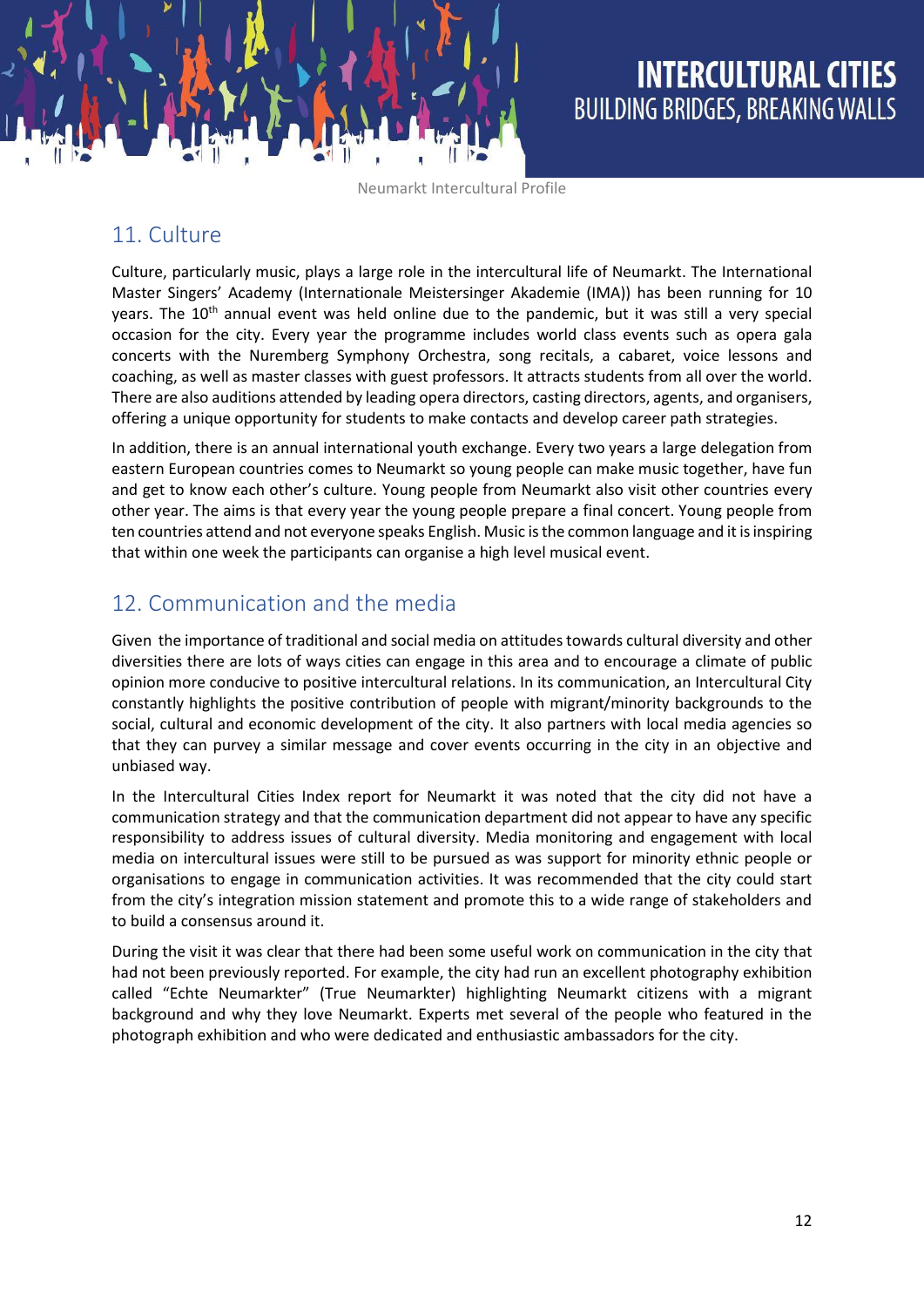## 11. Culture

Culture, particularly music, plays a large role in the intercultural life of Neumarkt. The International Master Singers' Academy (Internationale Meistersinger Akademie (IMA)) has been running for 10 years. The 10th annual event was held online due to the pandemic, but it was still a very special occasion for the city. Every year the programme includes world class events such as opera gala concerts with the Nuremberg Symphony Orchestra, song recitals, a cabaret, voice lessons and coaching, as well as master classes with guest professors. It attracts students from all over the world. There are also auditions attended by leading opera directors, casting directors, agents, and organisers, offering a unique opportunity for students to make contacts and develop career path strategies.

In addition, there is an annual international youth exchange. Every two years a large delegation from eastern European countries comes to Neumarkt so young people can make music together, have fun and get to know each other's culture. Young people from Neumarkt also visit other countries every other year. The aims is that every year the young people prepare a final concert. Young people from ten countries attend and not everyone speaks English. Music is the common language and it is inspiring that within one week the participants can organise a high level musical event.

## 12. Communication and the media

Given the importance of traditional and social media on attitudes towards cultural diversity and other diversities there are lots of ways cities can engage in this area and to encourage a climate of public opinion more conducive to positive intercultural relations. In its communication, an Intercultural City constantly highlights the positive contribution of people with migrant/minority backgrounds to the social, cultural and economic development of the city. It also partners with local media agencies so that they can purvey a similar message and cover events occurring in the city in an objective and unbiased way.

In the Intercultural Cities Index report for Neumarkt it was noted that the city did not have a communication strategy and that the communication department did not appear to have any specific responsibility to address issues of cultural diversity. Media monitoring and engagement with local media on intercultural issues were still to be pursued as was support for minority ethnic people or organisations to engage in communication activities. It was recommended that the city could start from the city's integration mission statement and promote this to a wide range of stakeholders and to build a consensus around it.

During the visit it was clear that there had been some useful work on communication in the city that had not been previously reported. For example, the city had run an excellent photography exhibition called "Echte Neumarkter" (True Neumarkter) highlighting Neumarkt citizens with a migrant background and why they love Neumarkt. Experts met several of the people who featured in the photograph exhibition and who were dedicated and enthusiastic ambassadors for the city.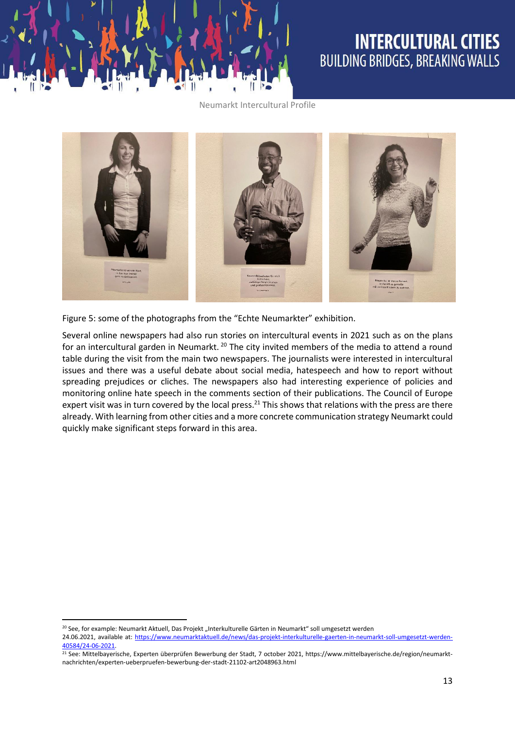Figure 5: some of the photographs from the "Echte Neumarkter" exhibition.

Several online newspapers had also run stories on intercultural events in 2021 such as on the plans for an intercultural garden in Neumarkt. [20] The city invited members of the media to attend a round table during the visit from the main two newspapers. The journalists were interested in intercultural issues and there was a useful debate about social media, hatespeech and how to report without spreading prejudices or cliches. The newspapers also had interesting experience of policies and monitoring online hate speech in the comments section of their publications. The Council of Europe expert visit was in turn covered by the local press.[21] This shows that relations with the press are there already. With learning from other cities and a more concrete communication strategy Neumarkt could quickly make significant steps forward in this area.

---

[20] See, for example: Neumarkt Aktuell, Das Projekt „Interkulturelle Gärten in Neumarkt" soll umgesetzt werden 24.06.2021, available at: https://www.neumarktaktuell.de/news/das-projekt-interkulturelle-gaerten-in-neumarkt-soll-umgesetzt-werden-40584/24-06-2021.

[21] See: Mittelbayerische, Experten überprüfen Bewerbung der Stadt, 7 october 2021, https://www.mittelbayerische.de/region/neumarkt-nachrichten/experten-ueberpruefen-bewerbung-der-stadt-21102-art2048963.html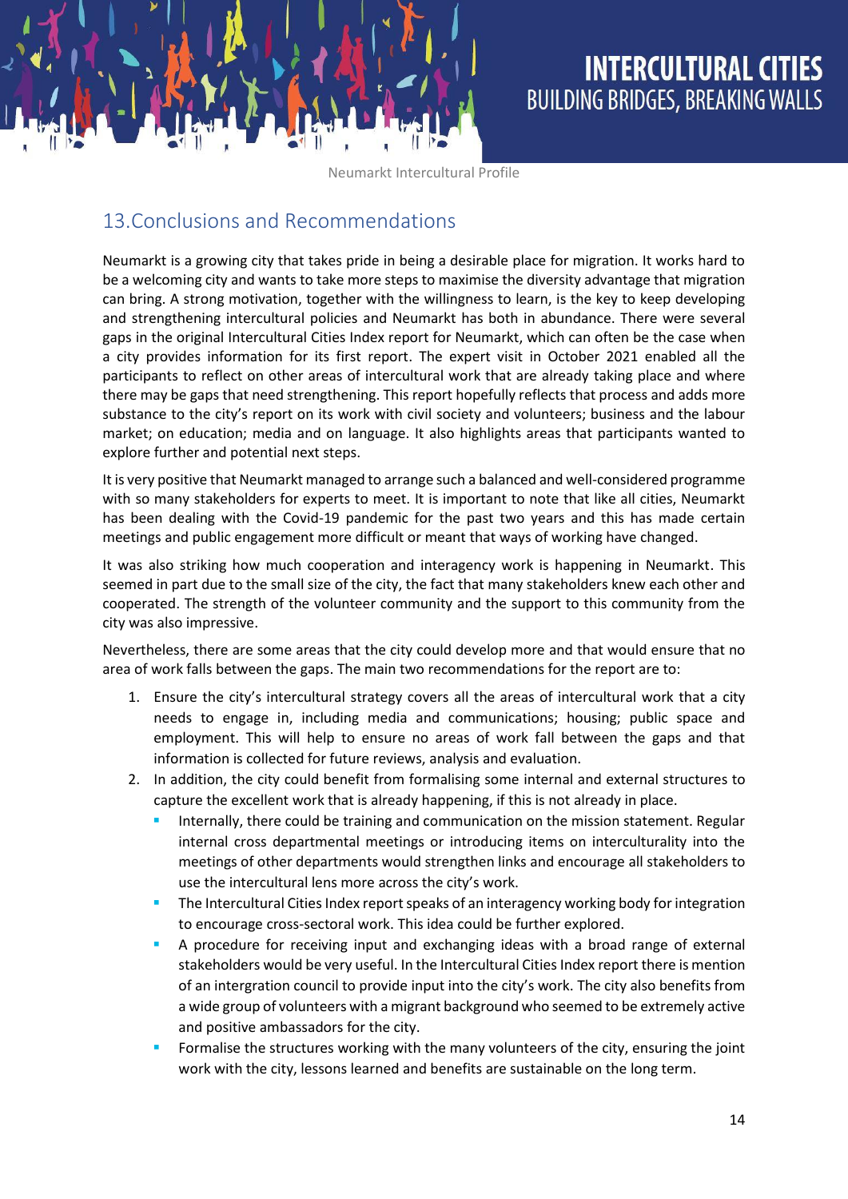## 13.Conclusions and Recommendations

Neumarkt is a growing city that takes pride in being a desirable place for migration. It works hard to be a welcoming city and wants to take more steps to maximise the diversity advantage that migration can bring. A strong motivation, together with the willingness to learn, is the key to keep developing and strengthening intercultural policies and Neumarkt has both in abundance. There were several gaps in the original Intercultural Cities Index report for Neumarkt, which can often be the case when a city provides information for its first report. The expert visit in October 2021 enabled all the participants to reflect on other areas of intercultural work that are already taking place and where there may be gaps that need strengthening. This report hopefully reflects that process and adds more substance to the city's report on its work with civil society and volunteers; business and the labour market; on education; media and on language. It also highlights areas that participants wanted to explore further and potential next steps.

It is very positive that Neumarkt managed to arrange such a balanced and well-considered programme with so many stakeholders for experts to meet. It is important to note that like all cities, Neumarkt has been dealing with the Covid-19 pandemic for the past two years and this has made certain meetings and public engagement more difficult or meant that ways of working have changed.

It was also striking how much cooperation and interagency work is happening in Neumarkt. This seemed in part due to the small size of the city, the fact that many stakeholders knew each other and cooperated. The strength of the volunteer community and the support to this community from the city was also impressive.

Nevertheless, there are some areas that the city could develop more and that would ensure that no area of work falls between the gaps. The main two recommendations for the report are to:

1. Ensure the city's intercultural strategy covers all the areas of intercultural work that a city needs to engage in, including media and communications; housing; public space and employment. This will help to ensure no areas of work fall between the gaps and that information is collected for future reviews, analysis and evaluation.
2. In addition, the city could benefit from formalising some internal and external structures to capture the excellent work that is already happening, if this is not already in place.
   - Internally, there could be training and communication on the mission statement. Regular internal cross departmental meetings or introducing items on interculturality into the meetings of other departments would strengthen links and encourage all stakeholders to use the intercultural lens more across the city's work.
   - The Intercultural Cities Index report speaks of an interagency working body for integration to encourage cross-sectoral work. This idea could be further explored.
   - A procedure for receiving input and exchanging ideas with a broad range of external stakeholders would be very useful. In the Intercultural Cities Index report there is mention of an intergration council to provide input into the city's work. The city also benefits from a wide group of volunteers with a migrant background who seemed to be extremely active and positive ambassadors for the city.
   - Formalise the structures working with the many volunteers of the city, ensuring the joint work with the city, lessons learned and benefits are sustainable on the long term.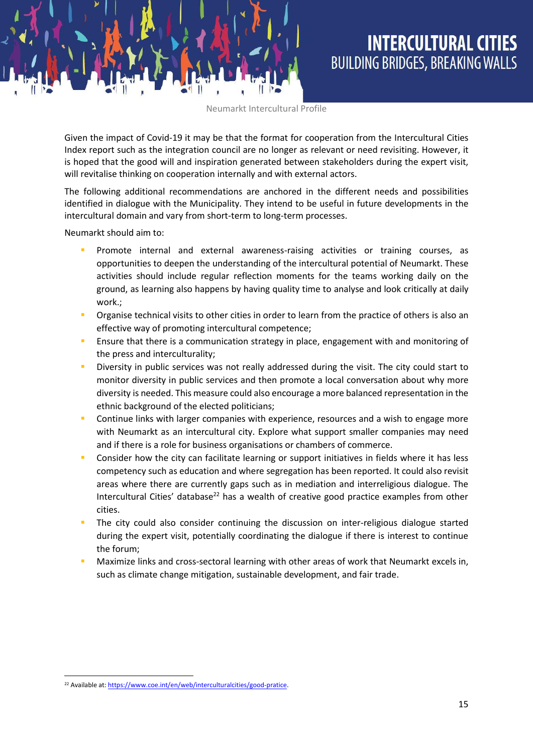Given the impact of Covid-19 it may be that the format for cooperation from the Intercultural Cities Index report such as the integration council are no longer as relevant or need revisiting. However, it is hoped that the good will and inspiration generated between stakeholders during the expert visit, will revitalise thinking on cooperation internally and with external actors.

The following additional recommendations are anchored in the different needs and possibilities identified in dialogue with the Municipality. They intend to be useful in future developments in the intercultural domain and vary from short-term to long-term processes.

Neumarkt should aim to:

- Promote internal and external awareness-raising activities or training courses, as opportunities to deepen the understanding of the intercultural potential of Neumarkt. These activities should include regular reflection moments for the teams working daily on the ground, as learning also happens by having quality time to analyse and look critically at daily work.;
- Organise technical visits to other cities in order to learn from the practice of others is also an effective way of promoting intercultural competence;
- Ensure that there is a communication strategy in place, engagement with and monitoring of the press and interculturality;
- Diversity in public services was not really addressed during the visit. The city could start to monitor diversity in public services and then promote a local conversation about why more diversity is needed. This measure could also encourage a more balanced representation in the ethnic background of the elected politicians;
- Continue links with larger companies with experience, resources and a wish to engage more with Neumarkt as an intercultural city. Explore what support smaller companies may need and if there is a role for business organisations or chambers of commerce.
- Consider how the city can facilitate learning or support initiatives in fields where it has less competency such as education and where segregation has been reported. It could also revisit areas where there are currently gaps such as in mediation and interreligious dialogue. The Intercultural Cities' database[22] has a wealth of creative good practice examples from other cities.
- The city could also consider continuing the discussion on inter-religious dialogue started during the expert visit, potentially coordinating the dialogue if there is interest to continue the forum;
- Maximize links and cross-sectoral learning with other areas of work that Neumarkt excels in, such as climate change mitigation, sustainable development, and fair trade.

[22] Available at: https://www.coe.int/en/web/interculturalcities/good-pratice.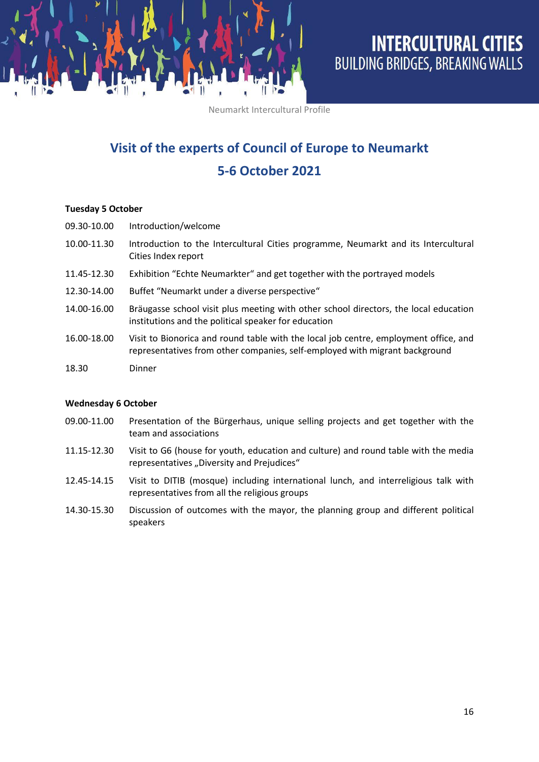## Visit of the experts of Council of Europe to Neumarkt

## 5-6 October 2021

**Tuesday 5 October**

| | |
|---|---|
| 09.30-10.00 | Introduction/welcome |
| 10.00-11.30 | Introduction to the Intercultural Cities programme, Neumarkt and its Intercultural Cities Index report |
| 11.45-12.30 | Exhibition “Echte Neumarkter“ and get together with the portrayed models |
| 12.30-14.00 | Buffet “Neumarkt under a diverse perspective“ |
| 14.00-16.00 | Bräugasse school visit plus meeting with other school directors, the local education institutions and the political speaker for education |
| 16.00-18.00 | Visit to Bionorica and round table with the local job centre, employment office, and representatives from other companies, self-employed with migrant background |
| 18.30 | Dinner |

**Wednesday 6 October**

| | |
|---|---|
| 09.00-11.00 | Presentation of the Bürgerhaus, unique selling projects and get together with the team and associations |
| 11.15-12.30 | Visit to G6 (house for youth, education and culture) and round table with the media representatives „Diversity and Prejudices“ |
| 12.45-14.15 | Visit to DITIB (mosque) including international lunch, and interreligious talk with representatives from all the religious groups |
| 14.30-15.30 | Discussion of outcomes with the mayor, the planning group and different political speakers |